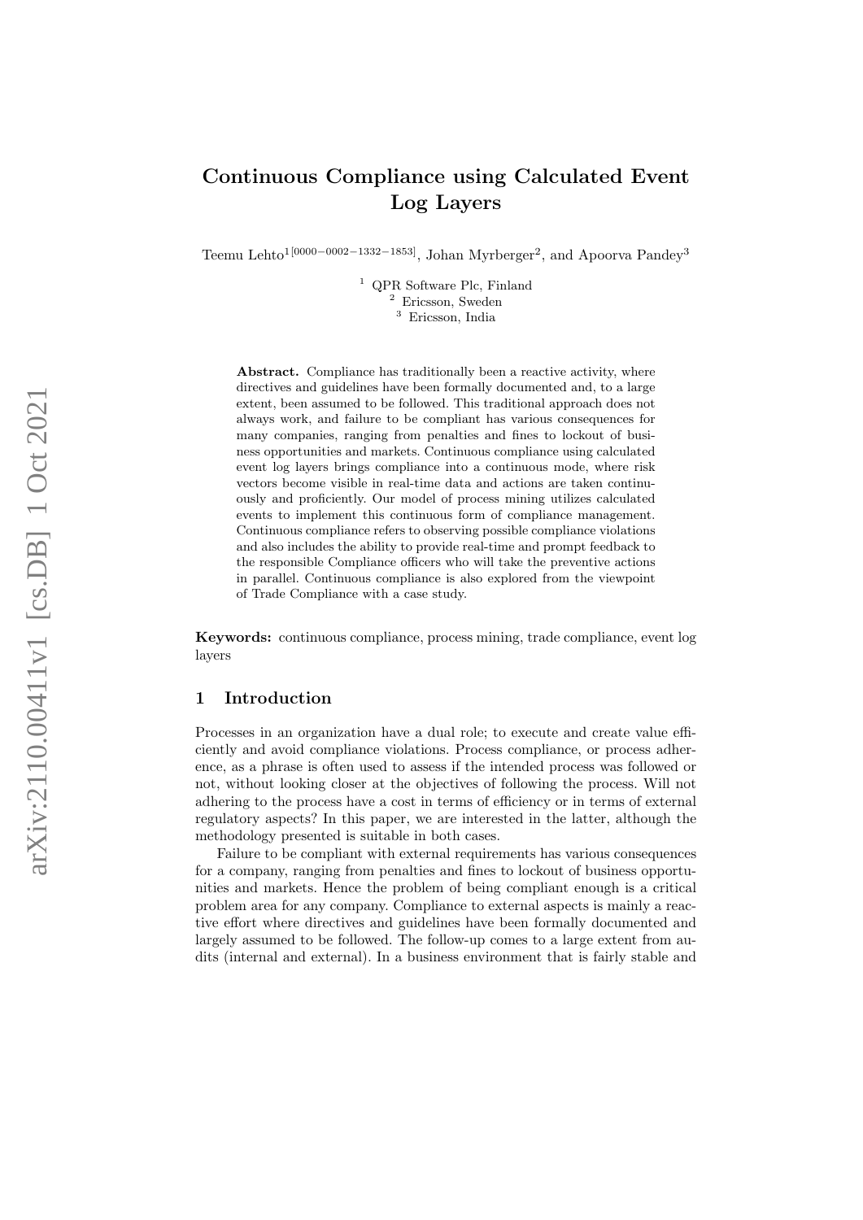# Continuous Compliance using Calculated Event Log Layers

Teemu Lehto[1 [0000-0002-1332-1853]], Johan Myrberger[2], and Apoorva Pandey[3]

[1] QPR Software Plc, Finland
[2] Ericsson, Sweden
[3] Ericsson, India

**Abstract.** Compliance has traditionally been a reactive activity, where directives and guidelines have been formally documented and, to a large extent, been assumed to be followed. This traditional approach does not always work, and failure to be compliant has various consequences for many companies, ranging from penalties and fines to lockout of business opportunities and markets. Continuous compliance using calculated event log layers brings compliance into a continuous mode, where risk vectors become visible in real-time data and actions are taken continuously and proficiently. Our model of process mining utilizes calculated events to implement this continuous form of compliance management. Continuous compliance refers to observing possible compliance violations and also includes the ability to provide real-time and prompt feedback to the responsible Compliance officers who will take the preventive actions in parallel. Continuous compliance is also explored from the viewpoint of Trade Compliance with a case study.

**Keywords:** continuous compliance, process mining, trade compliance, event log layers

## 1 Introduction

Processes in an organization have a dual role; to execute and create value efficiently and avoid compliance violations. Process compliance, or process adherence, as a phrase is often used to assess if the intended process was followed or not, without looking closer at the objectives of following the process. Will not adhering to the process have a cost in terms of efficiency or in terms of external regulatory aspects? In this paper, we are interested in the latter, although the methodology presented is suitable in both cases.

Failure to be compliant with external requirements has various consequences for a company, ranging from penalties and fines to lockout of business opportunities and markets. Hence the problem of being compliant enough is a critical problem area for any company. Compliance to external aspects is mainly a reactive effort where directives and guidelines have been formally documented and largely assumed to be followed. The follow-up comes to a large extent from audits (internal and external). In a business environment that is fairly stable and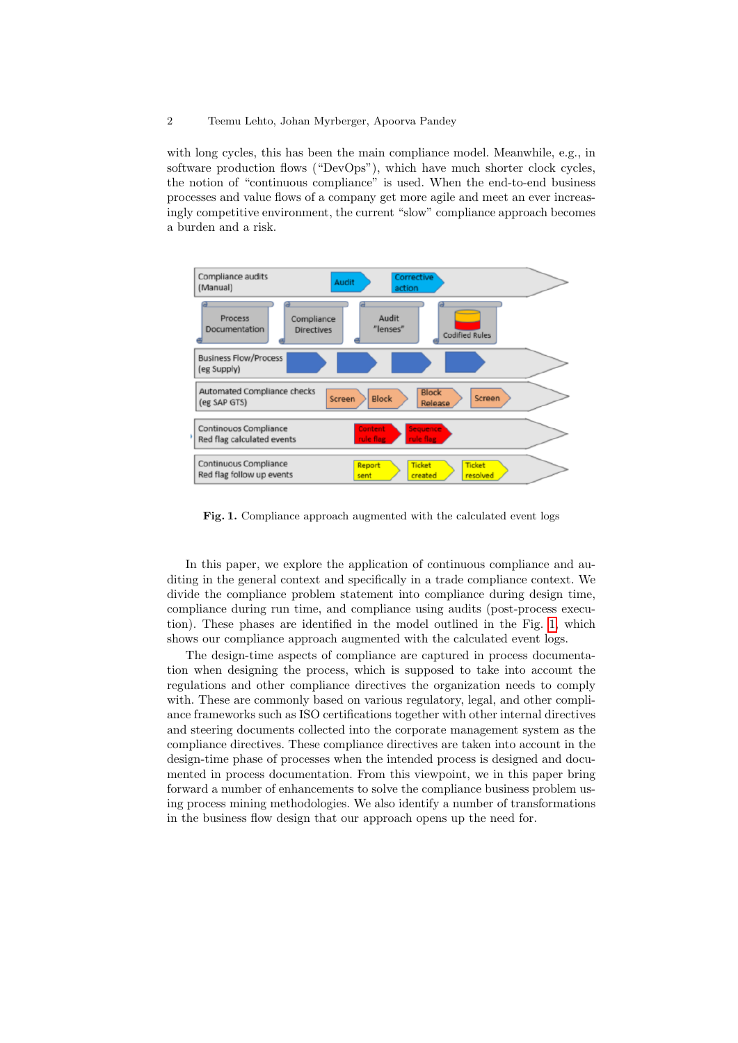with long cycles, this has been the main compliance model. Meanwhile, e.g., in software production flows ("DevOps"), which have much shorter clock cycles, the notion of "continuous compliance" is used. When the end-to-end business processes and value flows of a company get more agile and meet an ever increasingly competitive environment, the current "slow" compliance approach becomes a burden and a risk.

**Fig. 1.** Compliance approach augmented with the calculated event logs

In this paper, we explore the application of continuous compliance and auditing in the general context and specifically in a trade compliance context. We divide the compliance problem statement into compliance during design time, compliance during run time, and compliance using audits (post-process execution). These phases are identified in the model outlined in the Fig. 1, which shows our compliance approach augmented with the calculated event logs.

The design-time aspects of compliance are captured in process documentation when designing the process, which is supposed to take into account the regulations and other compliance directives the organization needs to comply with. These are commonly based on various regulatory, legal, and other compliance frameworks such as ISO certifications together with other internal directives and steering documents collected into the corporate management system as the compliance directives. These compliance directives are taken into account in the design-time phase of processes when the intended process is designed and documented in process documentation. From this viewpoint, we in this paper bring forward a number of enhancements to solve the compliance business problem using process mining methodologies. We also identify a number of transformations in the business flow design that our approach opens up the need for.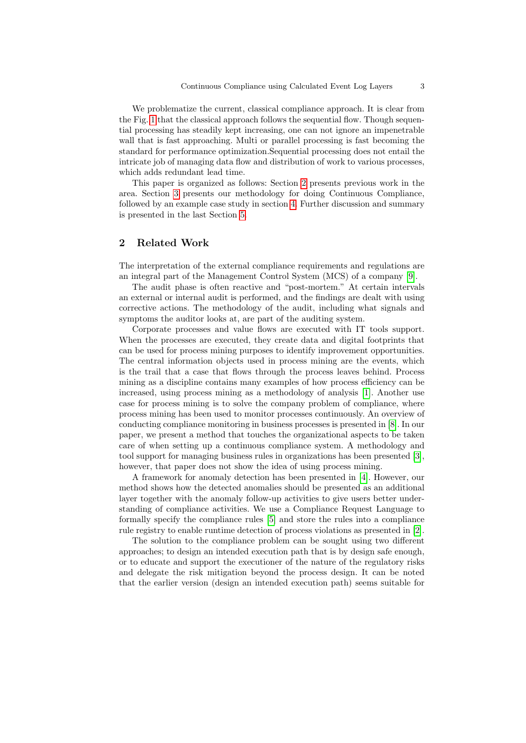We problematize the current, classical compliance approach. It is clear from the Fig. 1 that the classical approach follows the sequential flow. Though sequential processing has steadily kept increasing, one can not ignore an impenetrable wall that is fast approaching. Multi or parallel processing is fast becoming the standard for performance optimization.Sequential processing does not entail the intricate job of managing data flow and distribution of work to various processes, which adds redundant lead time.

This paper is organized as follows: Section 2 presents previous work in the area. Section 3 presents our methodology for doing Continuous Compliance, followed by an example case study in section 4. Further discussion and summary is presented in the last Section 5.

## 2 Related Work

The interpretation of the external compliance requirements and regulations are an integral part of the Management Control System (MCS) of a company [9].

The audit phase is often reactive and "post-mortem." At certain intervals an external or internal audit is performed, and the findings are dealt with using corrective actions. The methodology of the audit, including what signals and symptoms the auditor looks at, are part of the auditing system.

Corporate processes and value flows are executed with IT tools support. When the processes are executed, they create data and digital footprints that can be used for process mining purposes to identify improvement opportunities. The central information objects used in process mining are the events, which is the trail that a case that flows through the process leaves behind. Process mining as a discipline contains many examples of how process efficiency can be increased, using process mining as a methodology of analysis [1]. Another use case for process mining is to solve the company problem of compliance, where process mining has been used to monitor processes continuously. An overview of conducting compliance monitoring in business processes is presented in [8]. In our paper, we present a method that touches the organizational aspects to be taken care of when setting up a continuous compliance system. A methodology and tool support for managing business rules in organizations has been presented [3], however, that paper does not show the idea of using process mining.

A framework for anomaly detection has been presented in [4]. However, our method shows how the detected anomalies should be presented as an additional layer together with the anomaly follow-up activities to give users better understanding of compliance activities. We use a Compliance Request Language to formally specify the compliance rules [5] and store the rules into a compliance rule registry to enable runtime detection of process violations as presented in [2].

The solution to the compliance problem can be sought using two different approaches; to design an intended execution path that is by design safe enough, or to educate and support the executioner of the nature of the regulatory risks and delegate the risk mitigation beyond the process design. It can be noted that the earlier version (design an intended execution path) seems suitable for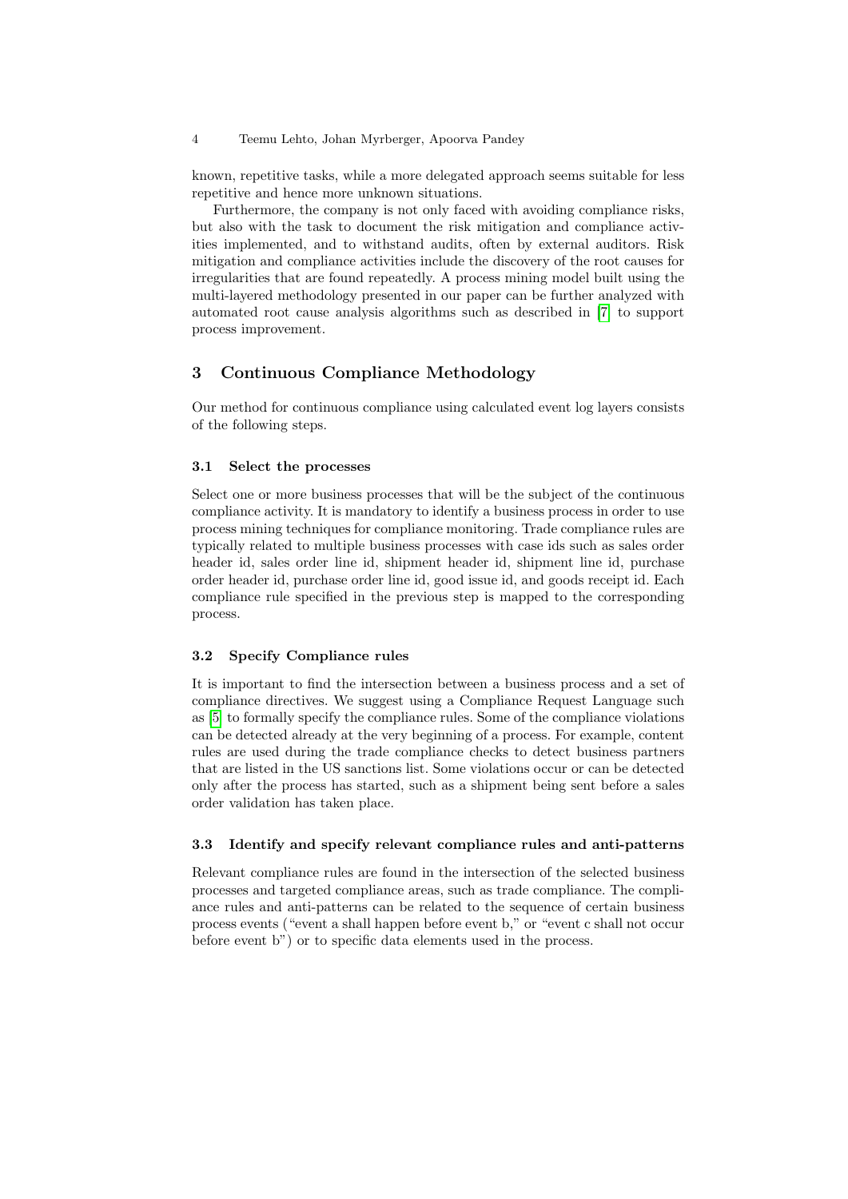known, repetitive tasks, while a more delegated approach seems suitable for less repetitive and hence more unknown situations.

Furthermore, the company is not only faced with avoiding compliance risks, but also with the task to document the risk mitigation and compliance activities implemented, and to withstand audits, often by external auditors. Risk mitigation and compliance activities include the discovery of the root causes for irregularities that are found repeatedly. A process mining model built using the multi-layered methodology presented in our paper can be further analyzed with automated root cause analysis algorithms such as described in [7] to support process improvement.

## 3 Continuous Compliance Methodology

Our method for continuous compliance using calculated event log layers consists of the following steps.

### 3.1 Select the processes

Select one or more business processes that will be the subject of the continuous compliance activity. It is mandatory to identify a business process in order to use process mining techniques for compliance monitoring. Trade compliance rules are typically related to multiple business processes with case ids such as sales order header id, sales order line id, shipment header id, shipment line id, purchase order header id, purchase order line id, good issue id, and goods receipt id. Each compliance rule specified in the previous step is mapped to the corresponding process.

### 3.2 Specify Compliance rules

It is important to find the intersection between a business process and a set of compliance directives. We suggest using a Compliance Request Language such as [5] to formally specify the compliance rules. Some of the compliance violations can be detected already at the very beginning of a process. For example, content rules are used during the trade compliance checks to detect business partners that are listed in the US sanctions list. Some violations occur or can be detected only after the process has started, such as a shipment being sent before a sales order validation has taken place.

### 3.3 Identify and specify relevant compliance rules and anti-patterns

Relevant compliance rules are found in the intersection of the selected business processes and targeted compliance areas, such as trade compliance. The compliance rules and anti-patterns can be related to the sequence of certain business process events ("event a shall happen before event b," or "event c shall not occur before event b") or to specific data elements used in the process.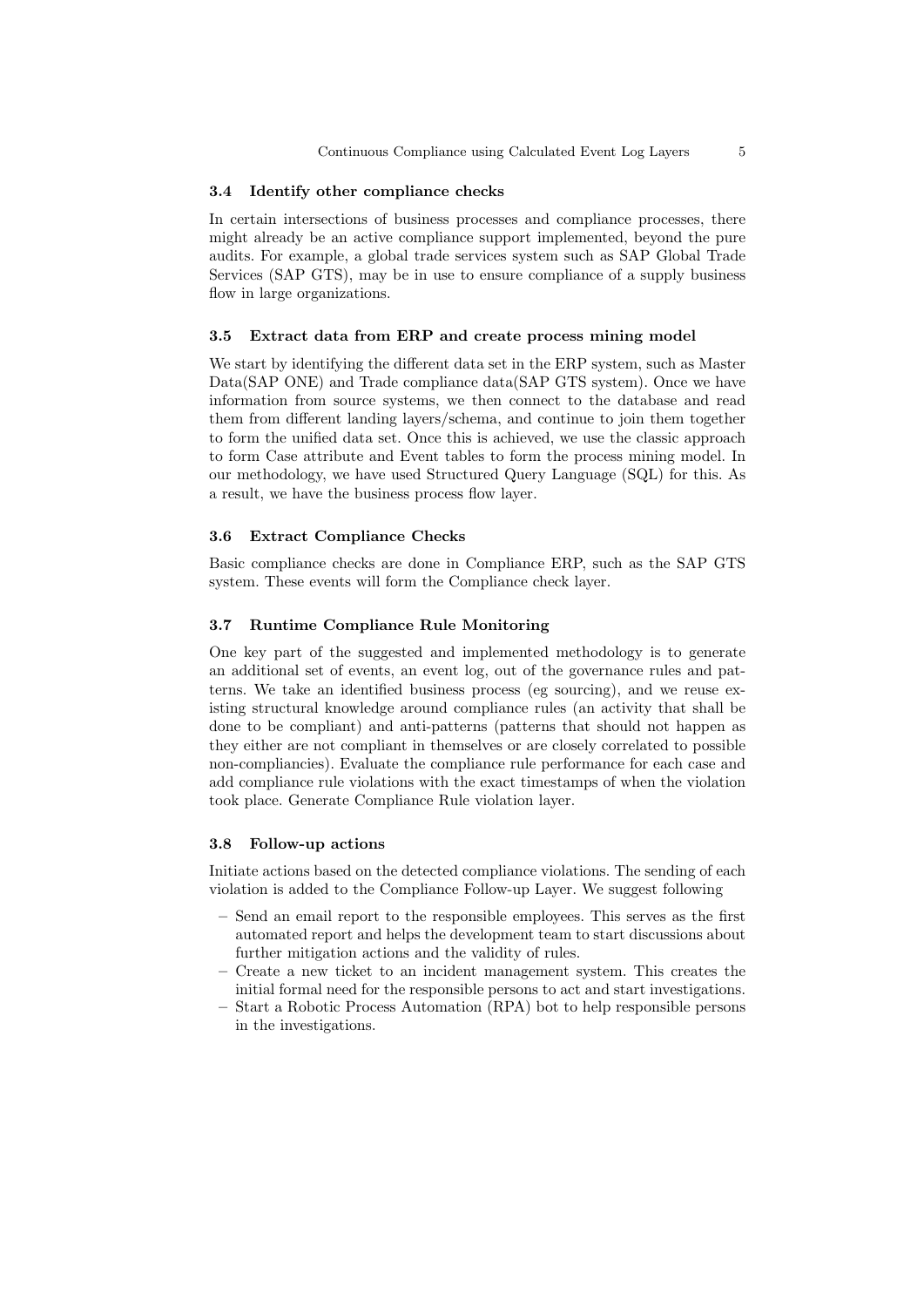### 3.4 Identify other compliance checks

In certain intersections of business processes and compliance processes, there might already be an active compliance support implemented, beyond the pure audits. For example, a global trade services system such as SAP Global Trade Services (SAP GTS), may be in use to ensure compliance of a supply business flow in large organizations.

### 3.5 Extract data from ERP and create process mining model

We start by identifying the different data set in the ERP system, such as Master Data(SAP ONE) and Trade compliance data(SAP GTS system). Once we have information from source systems, we then connect to the database and read them from different landing layers/schema, and continue to join them together to form the unified data set. Once this is achieved, we use the classic approach to form Case attribute and Event tables to form the process mining model. In our methodology, we have used Structured Query Language (SQL) for this. As a result, we have the business process flow layer.

### 3.6 Extract Compliance Checks

Basic compliance checks are done in Compliance ERP, such as the SAP GTS system. These events will form the Compliance check layer.

### 3.7 Runtime Compliance Rule Monitoring

One key part of the suggested and implemented methodology is to generate an additional set of events, an event log, out of the governance rules and patterns. We take an identified business process (eg sourcing), and we reuse existing structural knowledge around compliance rules (an activity that shall be done to be compliant) and anti-patterns (patterns that should not happen as they either are not compliant in themselves or are closely correlated to possible non-compliancies). Evaluate the compliance rule performance for each case and add compliance rule violations with the exact timestamps of when the violation took place. Generate Compliance Rule violation layer.

### 3.8 Follow-up actions

Initiate actions based on the detected compliance violations. The sending of each violation is added to the Compliance Follow-up Layer. We suggest following

- Send an email report to the responsible employees. This serves as the first automated report and helps the development team to start discussions about further mitigation actions and the validity of rules.
- Create a new ticket to an incident management system. This creates the initial formal need for the responsible persons to act and start investigations.
- Start a Robotic Process Automation (RPA) bot to help responsible persons in the investigations.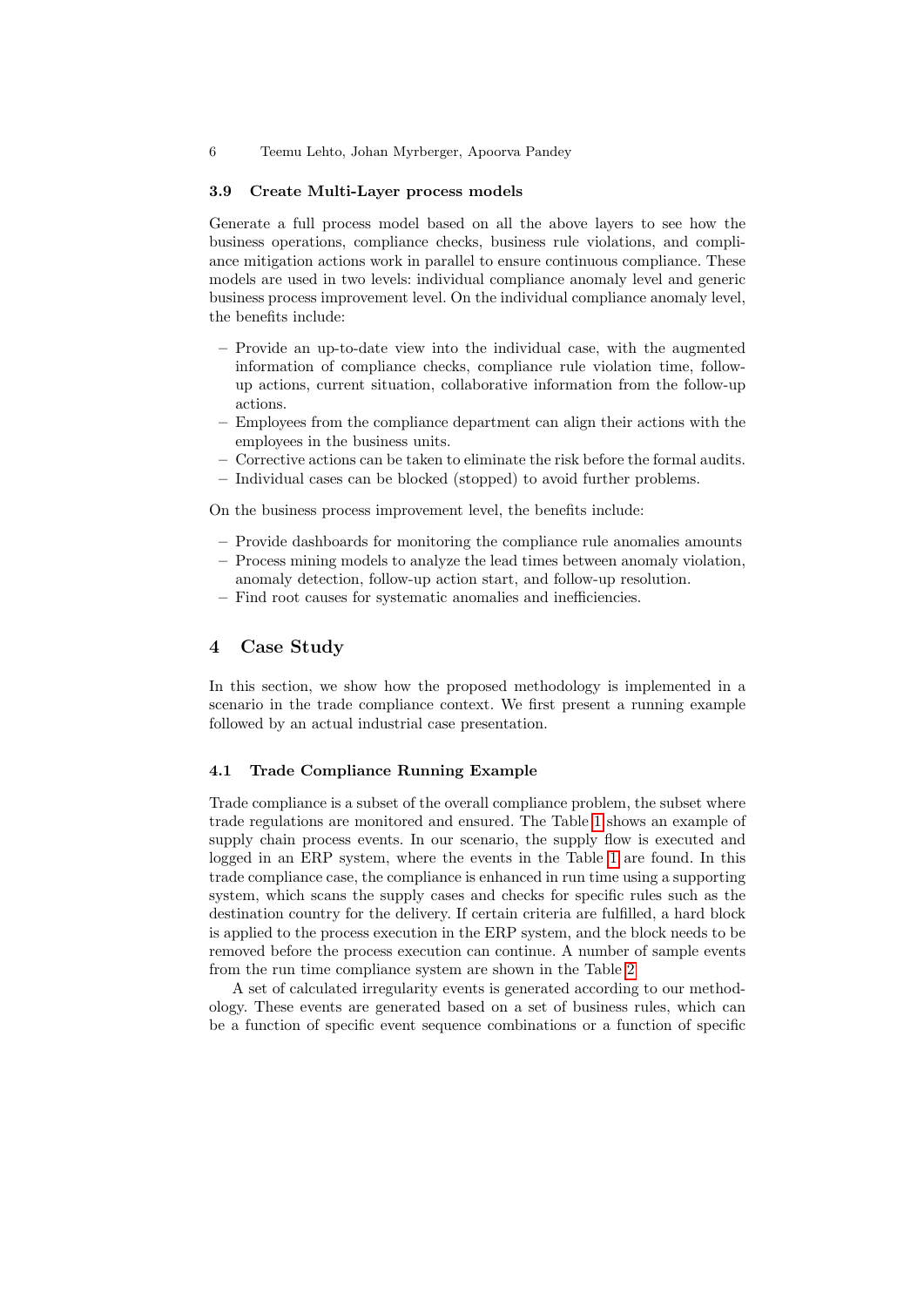### 3.9 Create Multi-Layer process models

Generate a full process model based on all the above layers to see how the business operations, compliance checks, business rule violations, and compliance mitigation actions work in parallel to ensure continuous compliance. These models are used in two levels: individual compliance anomaly level and generic business process improvement level. On the individual compliance anomaly level, the benefits include:

- Provide an up-to-date view into the individual case, with the augmented information of compliance checks, compliance rule violation time, follow-up actions, current situation, collaborative information from the follow-up actions.
- Employees from the compliance department can align their actions with the employees in the business units.
- Corrective actions can be taken to eliminate the risk before the formal audits.
- Individual cases can be blocked (stopped) to avoid further problems.

On the business process improvement level, the benefits include:

- Provide dashboards for monitoring the compliance rule anomalies amounts
- Process mining models to analyze the lead times between anomaly violation, anomaly detection, follow-up action start, and follow-up resolution.
- Find root causes for systematic anomalies and inefficiencies.

## 4 Case Study

In this section, we show how the proposed methodology is implemented in a scenario in the trade compliance context. We first present a running example followed by an actual industrial case presentation.

### 4.1 Trade Compliance Running Example

Trade compliance is a subset of the overall compliance problem, the subset where trade regulations are monitored and ensured. The Table 1 shows an example of supply chain process events. In our scenario, the supply flow is executed and logged in an ERP system, where the events in the Table 1 are found. In this trade compliance case, the compliance is enhanced in run time using a supporting system, which scans the supply cases and checks for specific rules such as the destination country for the delivery. If certain criteria are fulfilled, a hard block is applied to the process execution in the ERP system, and the block needs to be removed before the process execution can continue. A number of sample events from the run time compliance system are shown in the Table 2

A set of calculated irregularity events is generated according to our methodology. These events are generated based on a set of business rules, which can be a function of specific event sequence combinations or a function of specific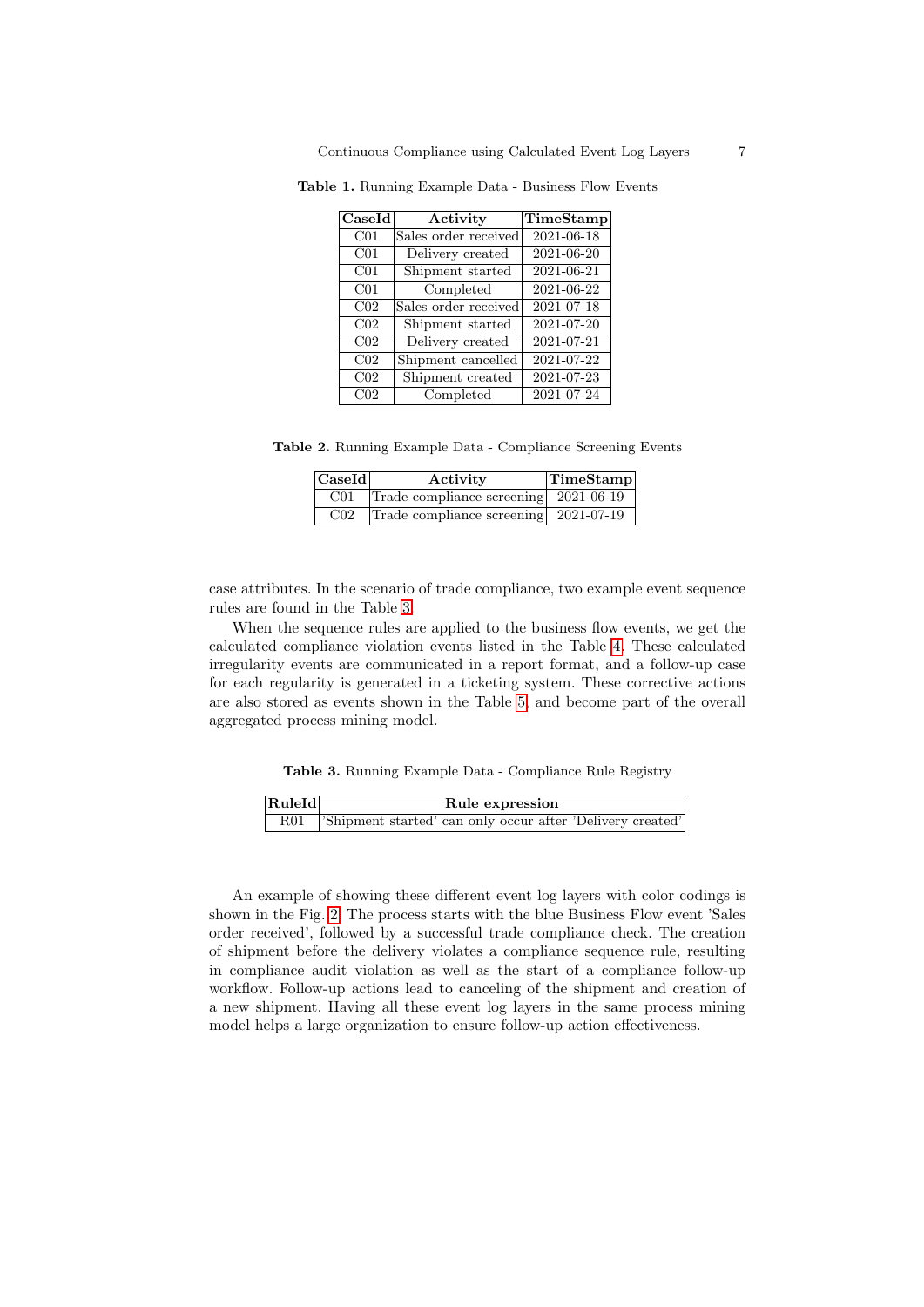**Table 1.** Running Example Data - Business Flow Events

| CaseId | Activity | TimeStamp |
|---|---|---|
| C01 | Sales order received | 2021-06-18 |
| C01 | Delivery created | 2021-06-20 |
| C01 | Shipment started | 2021-06-21 |
| C01 | Completed | 2021-06-22 |
| C02 | Sales order received | 2021-07-18 |
| C02 | Shipment started | 2021-07-20 |
| C02 | Delivery created | 2021-07-21 |
| C02 | Shipment cancelled | 2021-07-22 |
| C02 | Shipment created | 2021-07-23 |
| C02 | Completed | 2021-07-24 |

**Table 2.** Running Example Data - Compliance Screening Events

| CaseId | Activity | TimeStamp |
|---|---|---|
| C01 | Trade compliance screening | 2021-06-19 |
| C02 | Trade compliance screening | 2021-07-19 |

case attributes. In the scenario of trade compliance, two example event sequence rules are found in the Table 3.

When the sequence rules are applied to the business flow events, we get the calculated compliance violation events listed in the Table 4. These calculated irregularity events are communicated in a report format, and a follow-up case for each regularity is generated in a ticketing system. These corrective actions are also stored as events shown in the Table 5, and become part of the overall aggregated process mining model.

**Table 3.** Running Example Data - Compliance Rule Registry

| RuleId | Rule expression |
|---|---|
| R01 | 'Shipment started' can only occur after 'Delivery created' |

An example of showing these different event log layers with color codings is shown in the Fig. 2. The process starts with the blue Business Flow event 'Sales order received', followed by a successful trade compliance check. The creation of shipment before the delivery violates a compliance sequence rule, resulting in compliance audit violation as well as the start of a compliance follow-up workflow. Follow-up actions lead to canceling of the shipment and creation of a new shipment. Having all these event log layers in the same process mining model helps a large organization to ensure follow-up action effectiveness.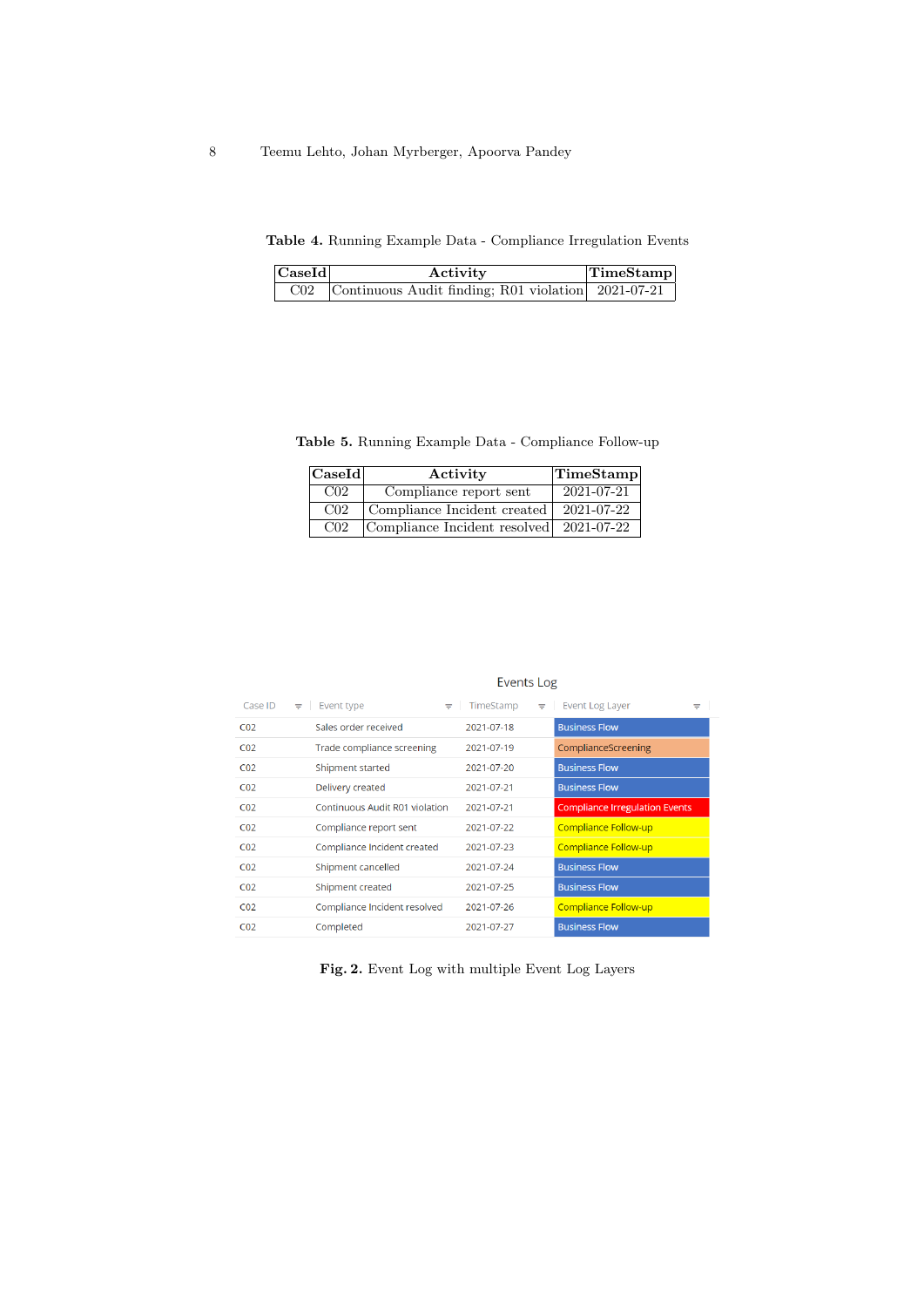**Table 4.** Running Example Data - Compliance Irregulation Events

| CaseId | Activity | TimeStamp |
|---|---|---|
| C02 | Continuous Audit finding; R01 violation | 2021-07-21 |

**Table 5.** Running Example Data - Compliance Follow-up

| CaseId | Activity | TimeStamp |
|---|---|---|
| C02 | Compliance report sent | 2021-07-21 |
| C02 | Compliance Incident created | 2021-07-22 |
| C02 | Compliance Incident resolved | 2021-07-22 |

Events Log

| Case ID | Event type | TimeStamp | Event Log Layer |
|---|---|---|---|
| C02 | Sales order received | 2021-07-18 | Business Flow |
| C02 | Trade compliance screening | 2021-07-19 | ComplianceScreening |
| C02 | Shipment started | 2021-07-20 | Business Flow |
| C02 | Delivery created | 2021-07-21 | Business Flow |
| C02 | Continuous Audit R01 violation | 2021-07-21 | Compliance Irregulation Events |
| C02 | Compliance report sent | 2021-07-22 | Compliance Follow-up |
| C02 | Compliance Incident created | 2021-07-23 | Compliance Follow-up |
| C02 | Shipment cancelled | 2021-07-24 | Business Flow |
| C02 | Shipment created | 2021-07-25 | Business Flow |
| C02 | Compliance Incident resolved | 2021-07-26 | Compliance Follow-up |
| C02 | Completed | 2021-07-27 | Business Flow |

**Fig. 2.** Event Log with multiple Event Log Layers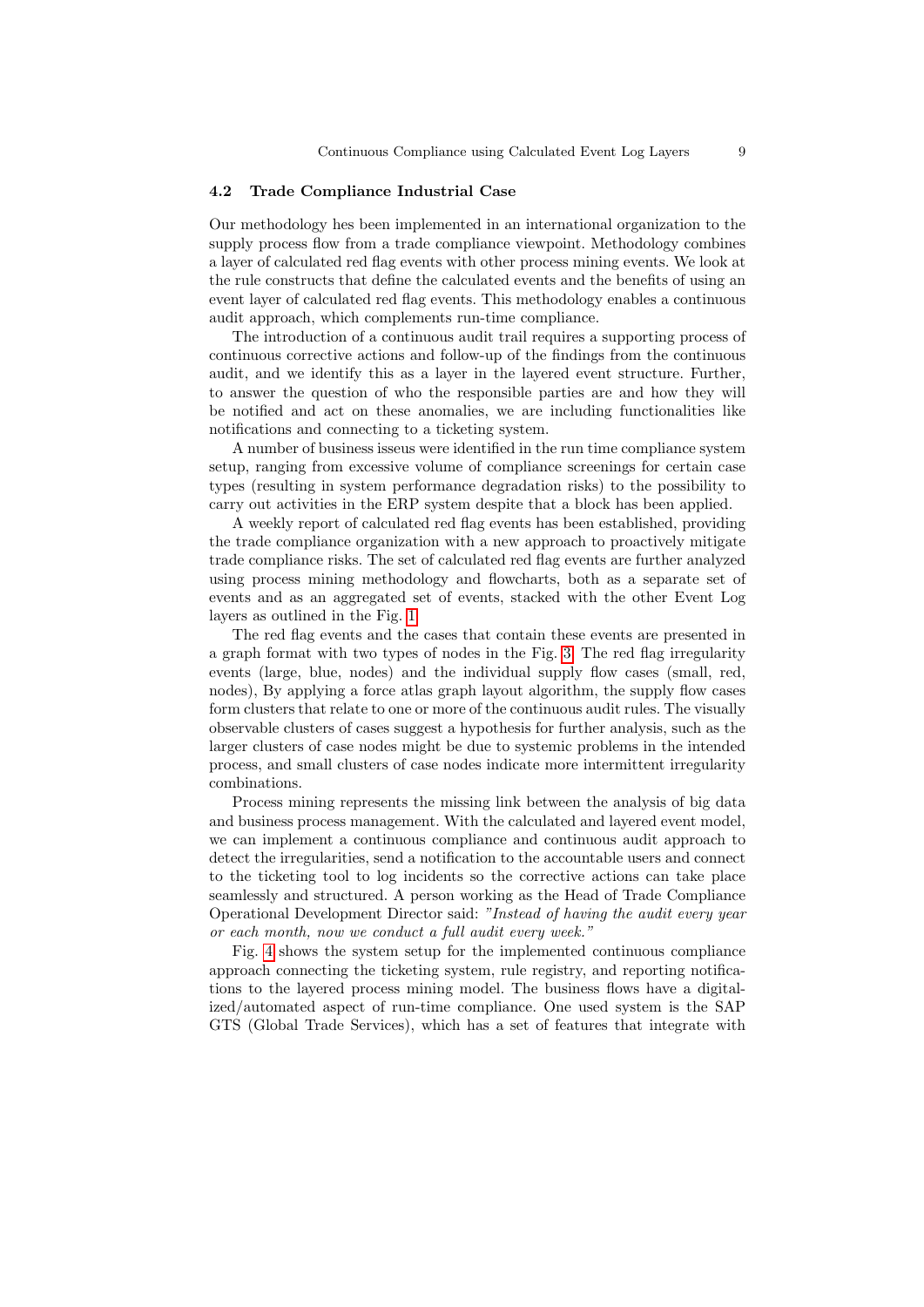### 4.2 Trade Compliance Industrial Case

Our methodology hes been implemented in an international organization to the supply process flow from a trade compliance viewpoint. Methodology combines a layer of calculated red flag events with other process mining events. We look at the rule constructs that define the calculated events and the benefits of using an event layer of calculated red flag events. This methodology enables a continuous audit approach, which complements run-time compliance.

The introduction of a continuous audit trail requires a supporting process of continuous corrective actions and follow-up of the findings from the continuous audit, and we identify this as a layer in the layered event structure. Further, to answer the question of who the responsible parties are and how they will be notified and act on these anomalies, we are including functionalities like notifications and connecting to a ticketing system.

A number of business isseus were identified in the run time compliance system setup, ranging from excessive volume of compliance screenings for certain case types (resulting in system performance degradation risks) to the possibility to carry out activities in the ERP system despite that a block has been applied.

A weekly report of calculated red flag events has been established, providing the trade compliance organization with a new approach to proactively mitigate trade compliance risks. The set of calculated red flag events are further analyzed using process mining methodology and flowcharts, both as a separate set of events and as an aggregated set of events, stacked with the other Event Log layers as outlined in the Fig. 1

The red flag events and the cases that contain these events are presented in a graph format with two types of nodes in the Fig. 3. The red flag irregularity events (large, blue, nodes) and the individual supply flow cases (small, red, nodes), By applying a force atlas graph layout algorithm, the supply flow cases form clusters that relate to one or more of the continuous audit rules. The visually observable clusters of cases suggest a hypothesis for further analysis, such as the larger clusters of case nodes might be due to systemic problems in the intended process, and small clusters of case nodes indicate more intermittent irregularity combinations.

Process mining represents the missing link between the analysis of big data and business process management. With the calculated and layered event model, we can implement a continuous compliance and continuous audit approach to detect the irregularities, send a notification to the accountable users and connect to the ticketing tool to log incidents so the corrective actions can take place seamlessly and structured. A person working as the Head of Trade Compliance Operational Development Director said: *"Instead of having the audit every year or each month, now we conduct a full audit every week."*

Fig. 4 shows the system setup for the implemented continuous compliance approach connecting the ticketing system, rule registry, and reporting notifications to the layered process mining model. The business flows have a digitalized/automated aspect of run-time compliance. One used system is the SAP GTS (Global Trade Services), which has a set of features that integrate with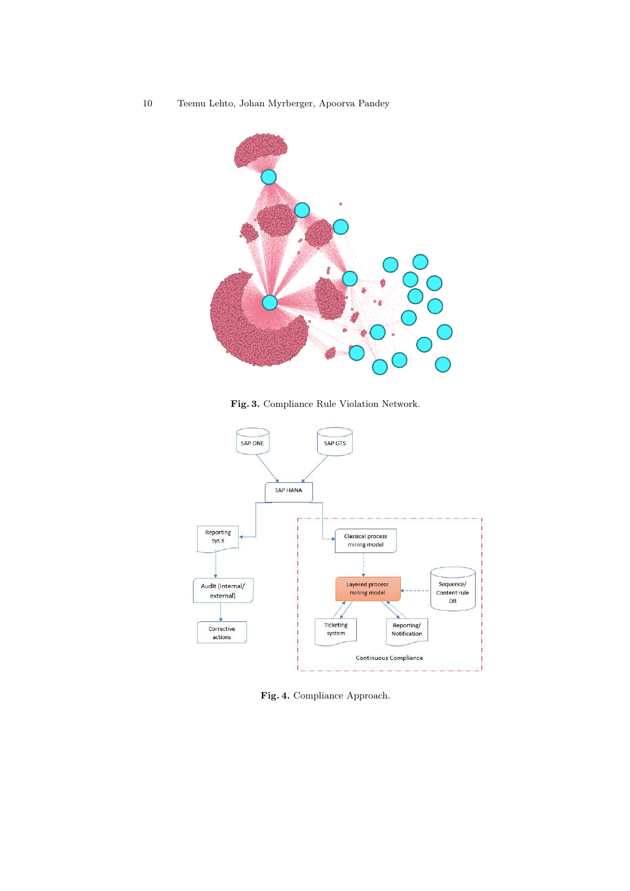**Fig. 3.** Compliance Rule Violation Network.

**Fig. 4.** Compliance Approach.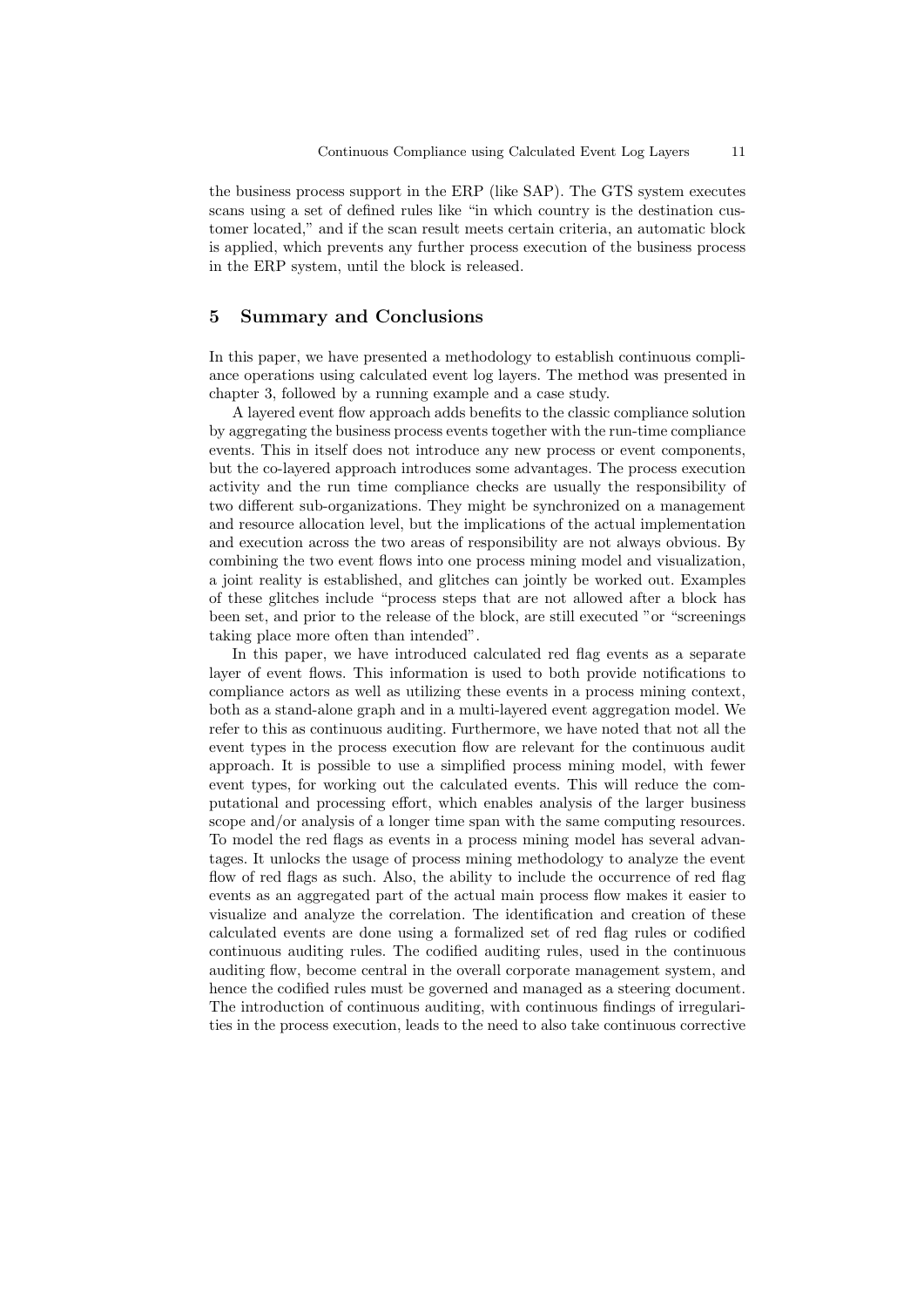the business process support in the ERP (like SAP). The GTS system executes scans using a set of defined rules like "in which country is the destination customer located," and if the scan result meets certain criteria, an automatic block is applied, which prevents any further process execution of the business process in the ERP system, until the block is released.

## 5 Summary and Conclusions

In this paper, we have presented a methodology to establish continuous compliance operations using calculated event log layers. The method was presented in chapter 3, followed by a running example and a case study.

A layered event flow approach adds benefits to the classic compliance solution by aggregating the business process events together with the run-time compliance events. This in itself does not introduce any new process or event components, but the co-layered approach introduces some advantages. The process execution activity and the run time compliance checks are usually the responsibility of two different sub-organizations. They might be synchronized on a management and resource allocation level, but the implications of the actual implementation and execution across the two areas of responsibility are not always obvious. By combining the two event flows into one process mining model and visualization, a joint reality is established, and glitches can jointly be worked out. Examples of these glitches include "process steps that are not allowed after a block has been set, and prior to the release of the block, are still executed "or "screenings taking place more often than intended".

In this paper, we have introduced calculated red flag events as a separate layer of event flows. This information is used to both provide notifications to compliance actors as well as utilizing these events in a process mining context, both as a stand-alone graph and in a multi-layered event aggregation model. We refer to this as continuous auditing. Furthermore, we have noted that not all the event types in the process execution flow are relevant for the continuous audit approach. It is possible to use a simplified process mining model, with fewer event types, for working out the calculated events. This will reduce the computational and processing effort, which enables analysis of the larger business scope and/or analysis of a longer time span with the same computing resources. To model the red flags as events in a process mining model has several advantages. It unlocks the usage of process mining methodology to analyze the event flow of red flags as such. Also, the ability to include the occurrence of red flag events as an aggregated part of the actual main process flow makes it easier to visualize and analyze the correlation. The identification and creation of these calculated events are done using a formalized set of red flag rules or codified continuous auditing rules. The codified auditing rules, used in the continuous auditing flow, become central in the overall corporate management system, and hence the codified rules must be governed and managed as a steering document. The introduction of continuous auditing, with continuous findings of irregularities in the process execution, leads to the need to also take continuous corrective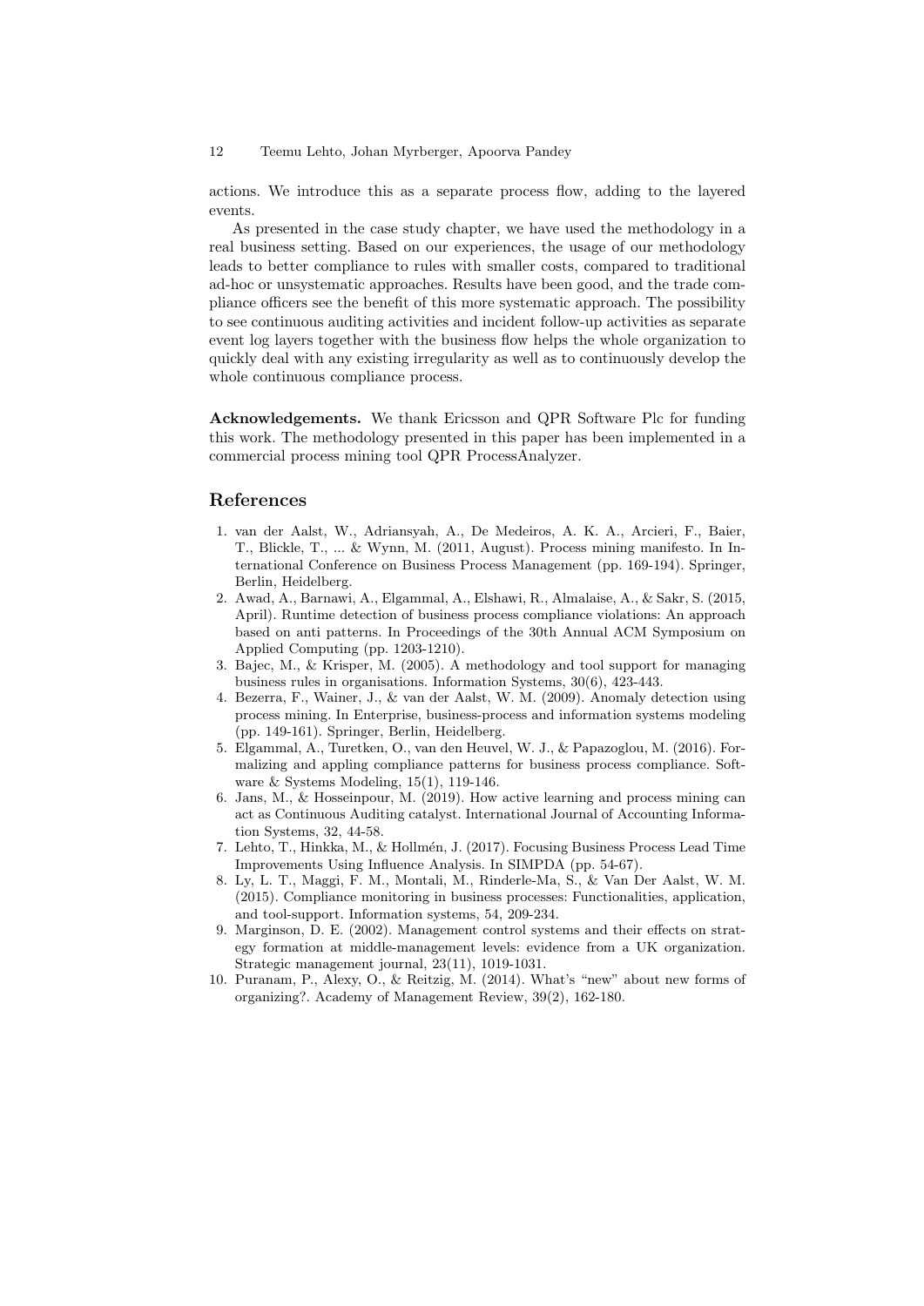actions. We introduce this as a separate process flow, adding to the layered events.

As presented in the case study chapter, we have used the methodology in a real business setting. Based on our experiences, the usage of our methodology leads to better compliance to rules with smaller costs, compared to traditional ad-hoc or unsystematic approaches. Results have been good, and the trade compliance officers see the benefit of this more systematic approach. The possibility to see continuous auditing activities and incident follow-up activities as separate event log layers together with the business flow helps the whole organization to quickly deal with any existing irregularity as well as to continuously develop the whole continuous compliance process.

**Acknowledgements.** We thank Ericsson and QPR Software Plc for funding this work. The methodology presented in this paper has been implemented in a commercial process mining tool QPR ProcessAnalyzer.

## References

1. van der Aalst, W., Adriansyah, A., De Medeiros, A. K. A., Arcieri, F., Baier, T., Blickle, T., ... & Wynn, M. (2011, August). Process mining manifesto. In International Conference on Business Process Management (pp. 169-194). Springer, Berlin, Heidelberg.
2. Awad, A., Barnawi, A., Elgammal, A., Elshawi, R., Almalaise, A., & Sakr, S. (2015, April). Runtime detection of business process compliance violations: An approach based on anti patterns. In Proceedings of the 30th Annual ACM Symposium on Applied Computing (pp. 1203-1210).
3. Bajec, M., & Krisper, M. (2005). A methodology and tool support for managing business rules in organisations. Information Systems, 30(6), 423-443.
4. Bezerra, F., Wainer, J., & van der Aalst, W. M. (2009). Anomaly detection using process mining. In Enterprise, business-process and information systems modeling (pp. 149-161). Springer, Berlin, Heidelberg.
5. Elgammal, A., Turetken, O., van den Heuvel, W. J., & Papazoglou, M. (2016). Formalizing and appling compliance patterns for business process compliance. Software & Systems Modeling, 15(1), 119-146.
6. Jans, M., & Hosseinpour, M. (2019). How active learning and process mining can act as Continuous Auditing catalyst. International Journal of Accounting Information Systems, 32, 44-58.
7. Lehto, T., Hinkka, M., & Hollmén, J. (2017). Focusing Business Process Lead Time Improvements Using Influence Analysis. In SIMPDA (pp. 54-67).
8. Ly, L. T., Maggi, F. M., Montali, M., Rinderle-Ma, S., & Van Der Aalst, W. M. (2015). Compliance monitoring in business processes: Functionalities, application, and tool-support. Information systems, 54, 209-234.
9. Marginson, D. E. (2002). Management control systems and their effects on strategy formation at middle-management levels: evidence from a UK organization. Strategic management journal, 23(11), 1019-1031.
10. Puranam, P., Alexy, O., & Reitzig, M. (2014). What's "new" about new forms of organizing?. Academy of Management Review, 39(2), 162-180.